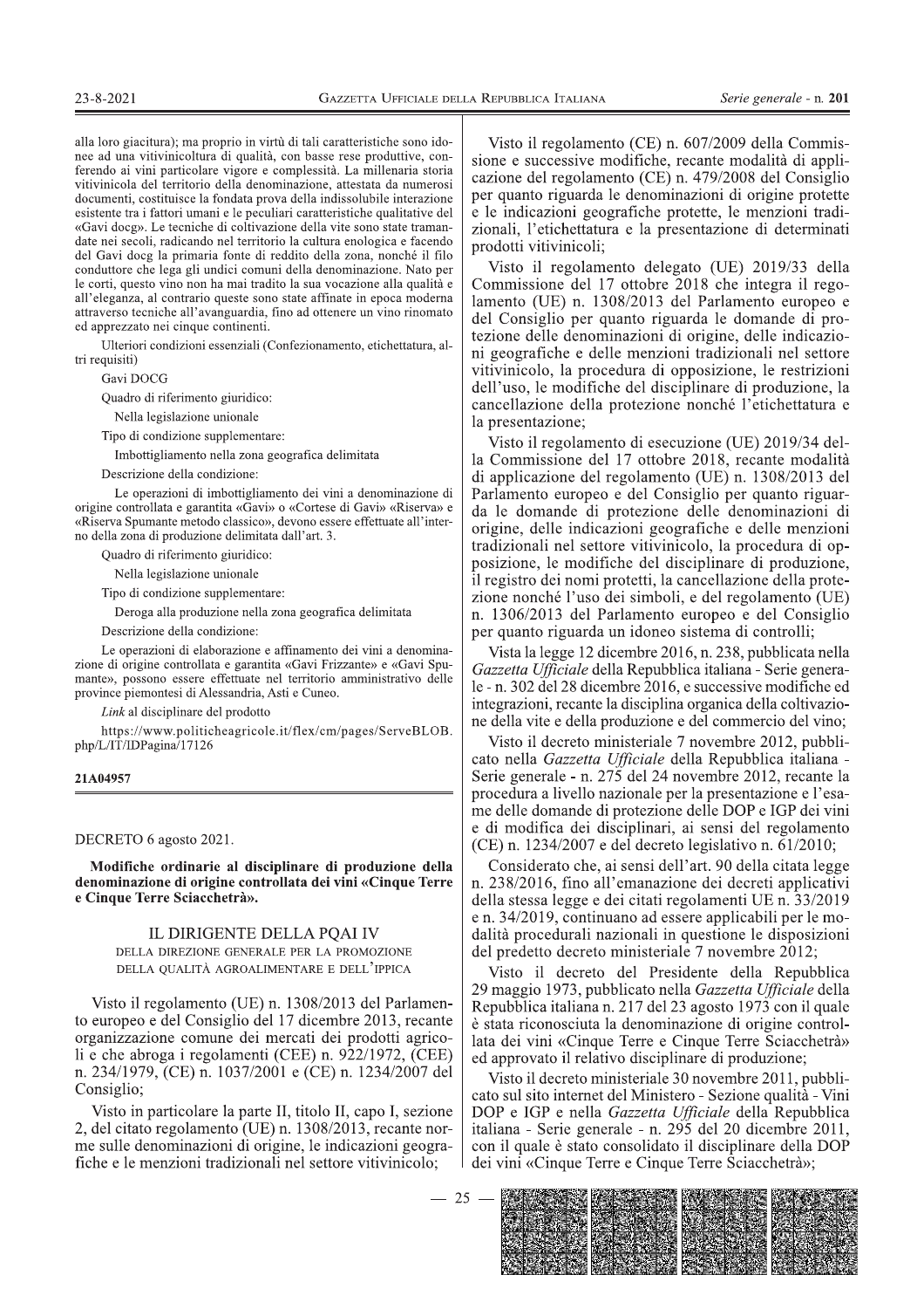alla loro giacitura); ma proprio in virtù di tali caratteristiche sono idonee ad una vitivinicoltura di qualità, con basse rese produttive, conferendo ai vini particolare vigore e complessità. La millenaria storia vitivinicola del territorio della denominazione, attestata da numerosi documenti, costituisce la fondata prova della indissolubile interazione esistente tra i fattori umani e le peculiari caratteristiche qualitative del «Gavi docg». Le tecniche di coltivazione della vite sono state tramandate nei secoli, radicando nel territorio la cultura enologica e facendo del Gavi docg la primaria fonte di reddito della zona, nonché il filo conduttore che lega gli undici comuni della denominazione. Nato per le corti, questo vino non ha mai tradito la sua vocazione alla qualità e all'eleganza, al contrario queste sono state affinate in epoca moderna attraverso tecniche all'avanguardia, fino ad ottenere un vino rinomato ed apprezzato nei cinque continenti.

Ulteriori condizioni essenziali (Confezionamento, etichettatura, altri requisiti)

Gavi DOCG

Quadro di riferimento giuridico:

Nella legislazione unionale

Tipo di condizione supplementare:

Imbottigliamento nella zona geografica delimitata

Descrizione della condizione:

Le operazioni di imbottigliamento dei vini a denominazione di origine controllata e garantita «Gavi» o «Cortese di Gavi» «Riserva» e «Riserva Spumante metodo classico», devono essere effettuate all'interno della zona di produzione delimitata dall'art. 3.

Quadro di riferimento giuridico:

Nella legislazione unionale

Tipo di condizione supplementare:

Deroga alla produzione nella zona geografica delimitata

Descrizione della condizione:

Le operazioni di elaborazione e affinamento dei vini a denominazione di origine controllata e garantita «Gavi Frizzante» e «Gavi Spumante», possono essere effettuate nel territorio amministrativo delle province piemontesi di Alessandria, Asti e Cuneo.

*Link* al disciplinare del prodotto

https://www.politicheagricole.it/flex/cm/pages/ServeBLOB.php/L/IT/IDPagina/17126

**21A04957**

---

DECRETO 6 agosto 2021.

**Modifiche ordinarie al disciplinare di produzione della denominazione di origine controllata dei vini «Cinque Terre e Cinque Terre Sciacchetrà».**

IL DIRIGENTE DELLA PQAI IV
DELLA DIREZIONE GENERALE PER LA PROMOZIONE
DELLA QUALITÀ AGROALIMENTARE E DELL'IPPICA

Visto il regolamento (UE) n. 1308/2013 del Parlamento europeo e del Consiglio del 17 dicembre 2013, recante organizzazione comune dei mercati dei prodotti agricoli e che abroga i regolamenti (CEE) n. 922/1972, (CEE) n. 234/1979, (CE) n. 1037/2001 e (CE) n. 1234/2007 del Consiglio;

Visto in particolare la parte II, titolo II, capo I, sezione 2, del citato regolamento (UE) n. 1308/2013, recante norme sulle denominazioni di origine, le indicazioni geografiche e le menzioni tradizionali nel settore vitivinicolo;

Visto il regolamento (CE) n. 607/2009 della Commissione e successive modifiche, recante modalità di applicazione del regolamento (CE) n. 479/2008 del Consiglio per quanto riguarda le denominazioni di origine protette e le indicazioni geografiche protette, le menzioni tradizionali, l'etichettatura e la presentazione di determinati prodotti vitivinicoli;

Visto il regolamento delegato (UE) 2019/33 della Commissione del 17 ottobre 2018 che integra il regolamento (UE) n. 1308/2013 del Parlamento europeo e del Consiglio per quanto riguarda le domande di protezione delle denominazioni di origine, delle indicazioni geografiche e delle menzioni tradizionali nel settore vitivinicolo, la procedura di opposizione, le restrizioni dell'uso, le modifiche del disciplinare di produzione, la cancellazione della protezione nonché l'etichettatura e la presentazione;

Visto il regolamento di esecuzione (UE) 2019/34 della Commissione del 17 ottobre 2018, recante modalità di applicazione del regolamento (UE) n. 1308/2013 del Parlamento europeo e del Consiglio per quanto riguarda le domande di protezione delle denominazioni di origine, delle indicazioni geografiche e delle menzioni tradizionali nel settore vitivinicolo, la procedura di opposizione, le modifiche del disciplinare di produzione, il registro dei nomi protetti, la cancellazione della protezione nonché l'uso dei simboli, e del regolamento (UE) n. 1306/2013 del Parlamento europeo e del Consiglio per quanto riguarda un idoneo sistema di controlli;

Vista la legge 12 dicembre 2016, n. 238, pubblicata nella *Gazzetta Ufficiale* della Repubblica italiana - Serie generale - n. 302 del 28 dicembre 2016, e successive modifiche ed integrazioni, recante la disciplina organica della coltivazione della vite e della produzione e del commercio del vino;

Visto il decreto ministeriale 7 novembre 2012, pubblicato nella *Gazzetta Ufficiale* della Repubblica italiana - Serie generale - n. 275 del 24 novembre 2012, recante la procedura a livello nazionale per la presentazione e l'esame delle domande di protezione delle DOP e IGP dei vini e di modifica dei disciplinari, ai sensi del regolamento (CE) n. 1234/2007 e del decreto legislativo n. 61/2010;

Considerato che, ai sensi dell'art. 90 della citata legge n. 238/2016, fino all'emanazione dei decreti applicativi della stessa legge e dei citati regolamenti UE n. 33/2019 e n. 34/2019, continuano ad essere applicabili per le modalità procedurali nazionali in questione le disposizioni del predetto decreto ministeriale 7 novembre 2012;

Visto il decreto del Presidente della Repubblica 29 maggio 1973, pubblicato nella *Gazzetta Ufficiale* della Repubblica italiana n. 217 del 23 agosto 1973 con il quale è stata riconosciuta la denominazione di origine controllata dei vini «Cinque Terre e Cinque Terre Sciacchetrà» ed approvato il relativo disciplinare di produzione;

Visto il decreto ministeriale 30 novembre 2011, pubblicato sul sito internet del Ministero - Sezione qualità - Vini DOP e IGP e nella *Gazzetta Ufficiale* della Repubblica italiana - Serie generale - n. 295 del 20 dicembre 2011, con il quale è stato consolidato il disciplinare della DOP dei vini «Cinque Terre e Cinque Terre Sciacchetrà»;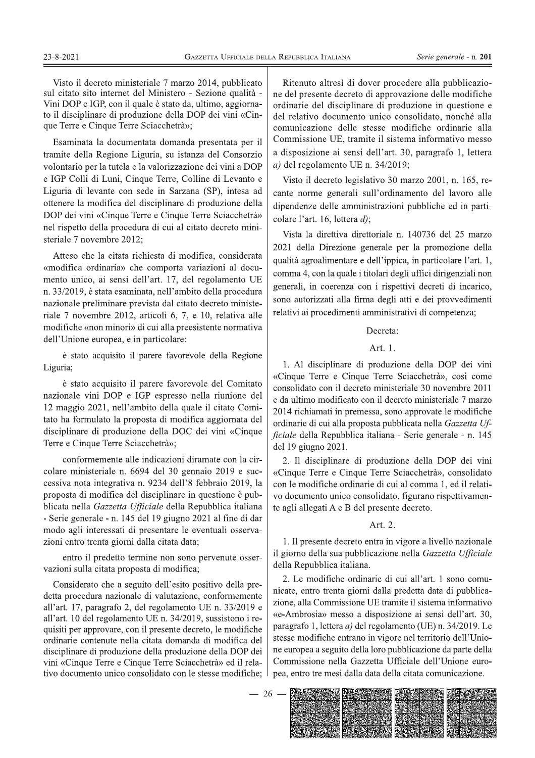Visto il decreto ministeriale 7 marzo 2014, pubblicato sul citato sito internet del Ministero - Sezione qualità - Vini DOP e IGP, con il quale è stato da, ultimo, aggiornato il disciplinare di produzione della DOP dei vini «Cinque Terre e Cinque Terre Sciacchetrà»;

Esaminata la documentata domanda presentata per il tramite della Regione Liguria, su istanza del Consorzio volontario per la tutela e la valorizzazione dei vini a DOP e IGP Colli di Luni, Cinque Terre, Colline di Levanto e Liguria di levante con sede in Sarzana (SP), intesa ad ottenere la modifica del disciplinare di produzione della DOP dei vini «Cinque Terre e Cinque Terre Sciacchetrà» nel rispetto della procedura di cui al citato decreto ministeriale 7 novembre 2012;

Atteso che la citata richiesta di modifica, considerata «modifica ordinaria» che comporta variazioni al documento unico, ai sensi dell'art. 17, del regolamento UE n. 33/2019, è stata esaminata, nell'ambito della procedura nazionale preliminare prevista dal citato decreto ministeriale 7 novembre 2012, articoli 6, 7, e 10, relativa alle modifiche «non minori» di cui alla preesistente normativa dell'Unione europea, e in particolare:

è stato acquisito il parere favorevole della Regione Liguria;

è stato acquisito il parere favorevole del Comitato nazionale vini DOP e IGP espresso nella riunione del 12 maggio 2021, nell'ambito della quale il citato Comitato ha formulato la proposta di modifica aggiornata del disciplinare di produzione della DOC dei vini «Cinque Terre e Cinque Terre Sciacchetrà»;

conformemente alle indicazioni diramate con la circolare ministeriale n. 6694 del 30 gennaio 2019 e successiva nota integrativa n. 9234 dell'8 febbraio 2019, la proposta di modifica del disciplinare in questione è pubblicata nella *Gazzetta Ufficiale* della Repubblica italiana - Serie generale - n. 145 del 19 giugno 2021 al fine di dar modo agli interessati di presentare le eventuali osservazioni entro trenta giorni dalla citata data;

entro il predetto termine non sono pervenute osservazioni sulla citata proposta di modifica;

Considerato che a seguito dell'esito positivo della predetta procedura nazionale di valutazione, conformemente all'art. 17, paragrafo 2, del regolamento UE n. 33/2019 e all'art. 10 del regolamento UE n. 34/2019, sussistono i requisiti per approvare, con il presente decreto, le modifiche ordinarie contenute nella citata domanda di modifica del disciplinare di produzione della produzione della DOP dei vini «Cinque Terre e Cinque Terre Sciacchetrà» ed il relativo documento unico consolidato con le stesse modifiche;

Ritenuto altresì di dover procedere alla pubblicazione del presente decreto di approvazione delle modifiche ordinarie del disciplinare di produzione in questione e del relativo documento unico consolidato, nonché alla comunicazione delle stesse modifiche ordinarie alla Commissione UE, tramite il sistema informativo messo a disposizione ai sensi dell'art. 30, paragrafo 1, lettera *a)* del regolamento UE n. 34/2019;

Visto il decreto legislativo 30 marzo 2001, n. 165, recante norme generali sull'ordinamento del lavoro alle dipendenze delle amministrazioni pubbliche ed in particolare l'art. 16, lettera *d)*;

Vista la direttiva direttoriale n. 140736 del 25 marzo 2021 della Direzione generale per la promozione della qualità agroalimentare e dell'ippica, in particolare l'art. 1, comma 4, con la quale i titolari degli uffici dirigenziali non generali, in coerenza con i rispettivi decreti di incarico, sono autorizzati alla firma degli atti e dei provvedimenti relativi ai procedimenti amministrativi di competenza;

Decreta:

Art. 1.

1. Al disciplinare di produzione della DOP dei vini «Cinque Terre e Cinque Terre Sciacchetrà», così come consolidato con il decreto ministeriale 30 novembre 2011 e da ultimo modificato con il decreto ministeriale 7 marzo 2014 richiamati in premessa, sono approvate le modifiche ordinarie di cui alla proposta pubblicata nella *Gazzetta Ufficiale* della Repubblica italiana - Serie generale - n. 145 del 19 giugno 2021.

2. Il disciplinare di produzione della DOP dei vini «Cinque Terre e Cinque Terre Sciacchetrà», consolidato con le modifiche ordinarie di cui al comma 1, ed il relativo documento unico consolidato, figurano rispettivamente agli allegati A e B del presente decreto.

Art. 2.

1. Il presente decreto entra in vigore a livello nazionale il giorno della sua pubblicazione nella *Gazzetta Ufficiale* della Repubblica italiana.

2. Le modifiche ordinarie di cui all'art. 1 sono comunicate, entro trenta giorni dalla predetta data di pubblicazione, alla Commissione UE tramite il sistema informativo «e-Ambrosia» messo a disposizione ai sensi dell'art. 30, paragrafo 1, lettera *a)* del regolamento (UE) n. 34/2019. Le stesse modifiche entrano in vigore nel territorio dell'Unione europea a seguito della loro pubblicazione da parte della Commissione nella Gazzetta Ufficiale dell'Unione europea, entro tre mesi dalla data della citata comunicazione.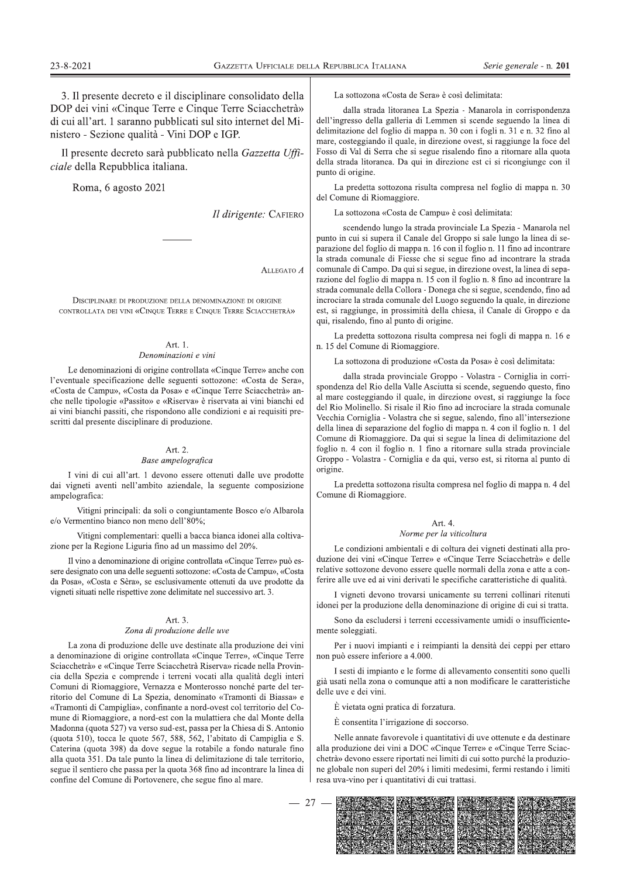3. Il presente decreto e il disciplinare consolidato della DOP dei vini «Cinque Terre e Cinque Terre Sciacchetrà» di cui all'art. 1 saranno pubblicati sul sito internet del Ministero - Sezione qualità - Vini DOP e IGP.

Il presente decreto sarà pubblicato nella *Gazzetta Ufficiale* della Repubblica italiana.

Roma, 6 agosto 2021

*Il dirigente:* CAFIERO

---

ALLEGATO *A*

DISCIPLINARE DI PRODUZIONE DELLA DENOMINAZIONE DI ORIGINE CONTROLLATA DEI VINI «CINQUE TERRE E CINQUE TERRE SCIACCHETRÀ»

## Art. 1.
*Denominazioni e vini*

Le denominazioni di origine controllata «Cinque Terre» anche con l'eventuale specificazione delle seguenti sottozone: «Costa de Sera», «Costa de Campu», «Costa da Posa» e «Cinque Terre Sciacchetrà» anche nelle tipologie «Passito» e «Riserva» è riservata ai vini bianchi ed ai vini bianchi passiti, che rispondono alle condizioni e ai requisiti prescritti dal presente disciplinare di produzione.

## Art. 2.
*Base ampelografica*

I vini di cui all'art. 1 devono essere ottenuti dalle uve prodotte dai vigneti aventi nell'ambito aziendale, la seguente composizione ampelografica:

Vitigni principali: da soli o congiuntamente Bosco e/o Albarola e/o Vermentino bianco non meno dell'80%;

Vitigni complementari: quelli a bacca bianca idonei alla coltivazione per la Regione Liguria fino ad un massimo del 20%.

Il vino a denominazione di origine controllata «Cinque Terre» può essere designato con una delle seguenti sottozone: «Costa de Campu», «Costa da Posa», «Costa e Sèra», se esclusivamente ottenuti da uve prodotte da vigneti situati nelle rispettive zone delimitate nel successivo art. 3.

## Art. 3.
*Zona di produzione delle uve*

La zona di produzione delle uve destinate alla produzione dei vini a denominazione di origine controllata «Cinque Terre», «Cinque Terre Sciacchetrà» e «Cinque Terre Sciacchetrà Riserva» ricade nella Provincia della Spezia e comprende i terreni vocati alla qualità degli interi Comuni di Riomaggiore, Vernazza e Monterosso nonché parte del territorio del Comune di La Spezia, denominato «Tramonti di Biassa» e «Tramonti di Campiglia», confinante a nord-ovest col territorio del Comune di Riomaggiore, a nord-est con la mulattiera che dal Monte della Madonna (quota 527) va verso sud-est, passa per la Chiesa di S. Antonio (quota 510), tocca le quote 567, 588, 562, l'abitato di Campiglia e S. Caterina (quota 398) da dove segue la rotabile a fondo naturale fino alla quota 351. Da tale punto la linea di delimitazione di tale territorio, segue il sentiero che passa per la quota 368 fino ad incontrare la linea di confine del Comune di Portovenere, che segue fino al mare.

La sottozona «Costa de Sera» è così delimitata:

dalla strada litoranea La Spezia - Manarola in corrispondenza dell'ingresso della galleria di Lemmen si scende seguendo la linea di delimitazione del foglio di mappa n. 30 con i fogli n. 31 e n. 32 fino al mare, costeggiando il quale, in direzione ovest, si raggiunge la foce del Fosso di Val di Serra che si segue risalendo fino a ritornare alla quota della strada litoranea. Da qui in direzione est ci si ricongiunge con il punto di origine.

La predetta sottozona risulta compresa nel foglio di mappa n. 30 del Comune di Riomaggiore.

La sottozona «Costa de Campu» è così delimitata:

scendendo lungo la strada provinciale La Spezia - Manarola nel punto in cui si supera il Canale del Groppo si sale lungo la linea di separazione del foglio di mappa n. 16 con il foglio n. 11 fino ad incontrare la strada comunale di Fiesse che si segue fino ad incontrare la strada comunale di Campo. Da qui si segue, in direzione ovest, la linea di separazione del foglio di mappa n. 15 con il foglio n. 8 fino ad incontrare la strada comunale della Collora - Donega che si segue, scendendo, fino ad incrociare la strada comunale del Luogo seguendo la quale, in direzione est, si raggiunge, in prossimità della chiesa, il Canale di Groppo e da qui, risalendo, fino al punto di origine.

La predetta sottozona risulta compresa nei fogli di mappa n. 16 e n. 15 del Comune di Riomaggiore.

La sottozona di produzione «Costa da Posa» è così delimitata:

dalla strada provinciale Groppo - Volastra - Corniglia in corrispondenza del Rio della Valle Asciutta si scende, seguendo questo, fino al mare costeggiando il quale, in direzione ovest, si raggiunge la foce del Rio Molinello. Si risale il Rio fino ad incrociare la strada comunale Vecchia Corniglia - Volastra che si segue, salendo, fino all'intersezione della linea di separazione del foglio di mappa n. 4 con il foglio n. 1 del Comune di Riomaggiore. Da qui si segue la linea di delimitazione del foglio n. 4 con il foglio n. 1 fino a ritornare sulla strada provinciale Groppo - Volastra - Corniglia e da qui, verso est, si ritorna al punto di origine.

La predetta sottozona risulta compresa nel foglio di mappa n. 4 del Comune di Riomaggiore.

## Art. 4.
*Norme per la viticoltura*

Le condizioni ambientali e di coltura dei vigneti destinati alla produzione dei vini «Cinque Terre» e «Cinque Terre Sciacchetrà» e delle relative sottozone devono essere quelle normali della zona e atte a conferire alle uve ed ai vini derivati le specifiche caratteristiche di qualità.

I vigneti devono trovarsi unicamente su terreni collinari ritenuti idonei per la produzione della denominazione di origine di cui si tratta.

Sono da escludersi i terreni eccessivamente umidi o insufficientemente soleggiati.

Per i nuovi impianti e i reimpianti la densità dei ceppi per ettaro non può essere inferiore a 4.000.

I sesti di impianto e le forme di allevamento consentiti sono quelli già usati nella zona o comunque atti a non modificare le caratteristiche delle uve e dei vini.

È vietata ogni pratica di forzatura.

È consentita l'irrigazione di soccorso.

Nelle annate favorevole i quantitativi di uve ottenute e da destinare alla produzione dei vini a DOC «Cinque Terre» e «Cinque Terre Sciacchetrà» devono essere riportati nei limiti di cui sotto purché la produzione globale non superi del 20% i limiti medesimi, fermi restando i limiti resa uva-vino per i quantitativi di cui trattasi.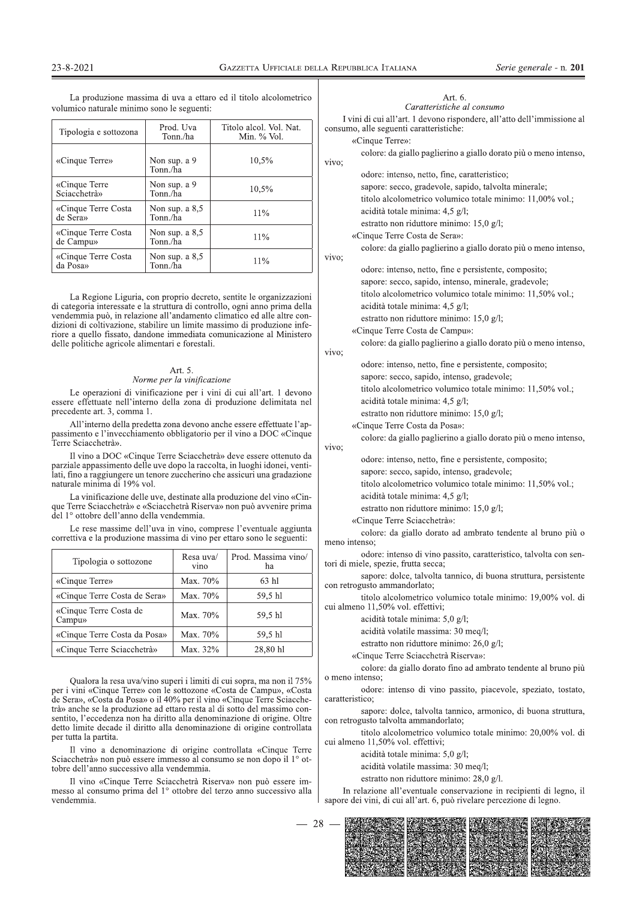La produzione massima di uva a ettaro ed il titolo alcolometrico volumico naturale minimo sono le seguenti:

| Tipologia e sottozona | Prod. Uva Tonn./ha | Titolo alcol. Vol. Nat. Min. % Vol. |
|---|---|---|
| «Cinque Terre» | Non sup. a 9 Tonn./ha | 10,5% |
| «Cinque Terre Sciacchetrà» | Non sup. a 9 Tonn./ha | 10,5% |
| «Cinque Terre Costa de Sera» | Non sup. a 8,5 Tonn./ha | 11% |
| «Cinque Terre Costa de Campu» | Non sup. a 8,5 Tonn./ha | 11% |
| «Cinque Terre Costa da Posa» | Non sup. a 8,5 Tonn./ha | 11% |

La Regione Liguria, con proprio decreto, sentite le organizzazioni di categoria interessate e la struttura di controllo, ogni anno prima della vendemmia può, in relazione all'andamento climatico ed alle altre condizioni di coltivazione, stabilire un limite massimo di produzione inferiore a quello fissato, dandone immediata comunicazione al Ministero delle politiche agricole alimentari e forestali.

### Art. 5.
*Norme per la vinificazione*

Le operazioni di vinificazione per i vini di cui all'art. 1 devono essere effettuate nell'interno della zona di produzione delimitata nel precedente art. 3, comma 1.

All'interno della predetta zona devono anche essere effettuate l'appassimento e l'invecchiamento obbligatorio per il vino a DOC «Cinque Terre Sciacchetrà».

Il vino a DOC «Cinque Terre Sciacchetrà» deve essere ottenuto da parziale appassimento delle uve dopo la raccolta, in luoghi idonei, ventilati, fino a raggiungere un tenore zuccherino che assicuri una gradazione naturale minima di 19% vol.

La vinificazione delle uve, destinate alla produzione del vino «Cinque Terre Sciacchetrà» e «Sciacchetrà Riserva» non può avvenire prima del 1° ottobre dell'anno della vendemmia.

Le rese massime dell'uva in vino, comprese l'eventuale aggiunta correttiva e la produzione massima di vino per ettaro sono le seguenti:

| Tipologia o sottozone | Resa uva/vino | Prod. Massima vino/ha |
|---|---|---|
| «Cinque Terre» | Max. 70% | 63 hl |
| «Cinque Terre Costa de Sera» | Max. 70% | 59,5 hl |
| «Cinque Terre Costa de Campu» | Max. 70% | 59,5 hl |
| «Cinque Terre Costa da Posa» | Max. 70% | 59,5 hl |
| «Cinque Terre Sciacchetrà» | Max. 32% | 28,80 hl |

Qualora la resa uva/vino superi i limiti di cui sopra, ma non il 75% per i vini «Cinque Terre» con le sottozone «Costa de Campu», «Costa de Sera», «Costa da Posa» o il 40% per il vino «Cinque Terre Sciacchetrà» anche se la produzione ad ettaro resta al di sotto del massimo consentito, l'eccedenza non ha diritto alla denominazione di origine. Oltre detto limite decade il diritto alla denominazione di origine controllata per tutta la partita.

Il vino a denominazione di origine controllata «Cinque Terre Sciacchetrà» non può essere immesso al consumo se non dopo il 1° ottobre dell'anno successivo alla vendemmia.

Il vino «Cinque Terre Sciacchetrà Riserva» non può essere immesso al consumo prima del 1° ottobre del terzo anno successivo alla vendemmia.

### Art. 6.
*Caratteristiche al consumo*

I vini di cui all'art. 1 devono rispondere, all'atto dell'immissione al consumo, alle seguenti caratteristiche:

«Cinque Terre»:

colore: da giallo paglierino a giallo dorato più o meno intenso, vivo;

odore: intenso, netto, fine, caratteristico;

sapore: secco, gradevole, sapido, talvolta minerale;

titolo alcolometrico volumico totale minimo: 11,00% vol.;

acidità totale minima: 4,5 g/l;

estratto non riduttore minimo: 15,0 g/l;

«Cinque Terre Costa de Sera»:

colore: da giallo paglierino a giallo dorato più o meno intenso, vivo;

odore: intenso, netto, fine e persistente, composito;

sapore: secco, sapido, intenso, minerale, gradevole;

titolo alcolometrico volumico totale minimo: 11,50% vol.;

acidità totale minima: 4,5 g/l;

estratto non riduttore minimo: 15,0 g/l;

«Cinque Terre Costa de Campu»:

colore: da giallo paglierino a giallo dorato più o meno intenso, vivo;

odore: intenso, netto, fine e persistente, composito;

sapore: secco, sapido, intenso, gradevole;

titolo alcolometrico volumico totale minimo: 11,50% vol.;

acidità totale minima: 4,5 g/l;

estratto non riduttore minimo: 15,0 g/l;

«Cinque Terre Costa da Posa»:

colore: da giallo paglierino a giallo dorato più o meno intenso, vivo;

odore: intenso, netto, fine e persistente, composito;

sapore: secco, sapido, intenso, gradevole;

titolo alcolometrico volumico totale minimo: 11,50% vol.;

acidità totale minima: 4,5 g/l;

estratto non riduttore minimo: 15,0 g/l;

«Cinque Terre Sciacchetrà»:

colore: da giallo dorato ad ambrato tendente al bruno più o meno intenso;

odore: intenso di vino passito, caratteristico, talvolta con sentori di miele, spezie, frutta secca;

sapore: dolce, talvolta tannico, di buona struttura, persistente con retrogusto ammandorlato;

titolo alcolometrico volumico totale minimo: 19,00% vol. di cui almeno 11,50% vol. effettivi;

acidità totale minima: 5,0 g/l;

acidità volatile massima: 30 meq/l;

estratto non riduttore minimo: 26,0 g/l;

«Cinque Terre Sciacchetrà Riserva»:

colore: da giallo dorato fino ad ambrato tendente al bruno più o meno intenso;

odore: intenso di vino passito, piacevole, speziato, tostato, caratteristico;

sapore: dolce, talvolta tannico, armonico, di buona struttura, con retrogusto talvolta ammandorlato;

titolo alcolometrico volumico totale minimo: 20,00% vol. di cui almeno 11,50% vol. effettivi;

acidità totale minima: 5,0 g/l;

acidità volatile massima: 30 meq/l;

estratto non riduttore minimo: 28,0 g/l.

In relazione all'eventuale conservazione in recipienti di legno, il sapore dei vini, di cui all'art. 6, può rivelare percezione di legno.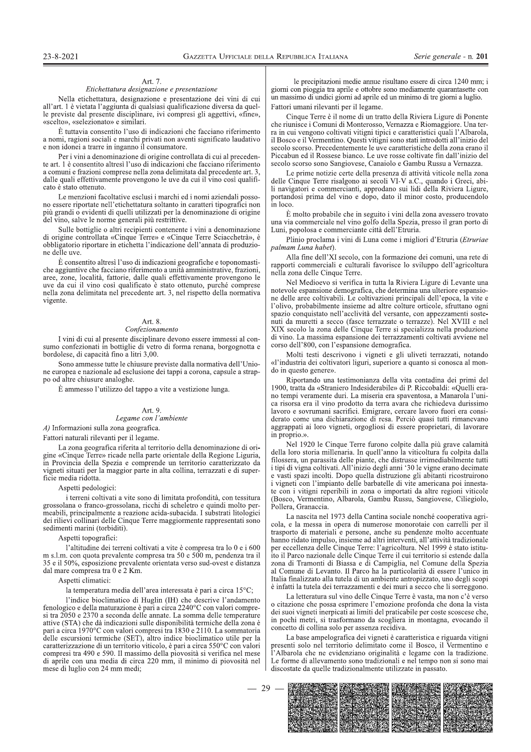## Art. 7.
### *Etichettatura designazione e presentazione*

Nella etichettatura, designazione e presentazione dei vini di cui all'art. 1 è vietata l'aggiunta di qualsiasi qualificazione diversa da quelle previste dal presente disciplinare, ivi compresi gli aggettivi, «fine», «scelto», «selezionato» e similari.

È tuttavia consentito l'uso di indicazioni che facciano riferimento a nomi, ragioni sociali e marchi privati non aventi significato laudativo e non idonei a trarre in inganno il consumatore.

Per i vini a denominazione di origine controllata di cui al precedente art. 1 è consentito altresì l'uso di indicazioni che facciano riferimento a comuni e frazioni comprese nella zona delimitata dal precedente art. 3, dalle quali effettivamente provengono le uve da cui il vino così qualificato è stato ottenuto.

Le menzioni facoltative esclusi i marchi ed i nomi aziendali possono essere riportate nell'etichettatura soltanto in caratteri tipografici non più grandi o evidenti di quelli utilizzati per la denominazione di origine del vino, salve le norme generali più restrittive.

Sulle bottiglie o altri recipienti contenente i vini a denominazione di origine controllata «Cinque Terre» e «Cinque Terre Sciacchetrà», è obbligatorio riportare in etichetta l'indicazione dell'annata di produzione delle uve.

È consentito altresì l'uso di indicazioni geografiche e toponomastiche aggiuntive che facciano riferimento a unità amministrative, frazioni, aree, zone, località, fattorie, dalle quali effettivamente provengono le uve da cui il vino così qualificato è stato ottenuto, purché comprese nella zona delimitata nel precedente art. 3, nel rispetto della normativa vigente.

## Art. 8.
### *Confezionamento*

I vini di cui al presente disciplinare devono essere immessi al consumo confezionati in bottiglie di vetro di forma renana, borgognotta e bordolese, di capacità fino a litri 3,00.

Sono ammesse tutte le chiusure previste dalla normativa dell'Unione europea e nazionale ad esclusione dei tappi a corona, capsule a strappo od altre chiusure analoghe.

È ammesso l'utilizzo del tappo a vite a vestizione lunga.

## Art. 9.
### *Legame con l'ambiente*

*A)* Informazioni sulla zona geografica.

Fattori naturali rilevanti per il legame.

La zona geografica riferita al territorio della denominazione di origine «Cinque Terre» ricade nella parte orientale della Regione Liguria, in Provincia della Spezia e comprende un territorio caratterizzato da vigneti situati per la maggior parte in alta collina, terrazzati e di superficie media ridotta.

Aspetti pedologici:

i terreni coltivati a vite sono di limitata profondità, con tessitura grossolana o franco-grossolana, ricchi di scheletro e quindi molto permeabili, principalmente a reazione acida-subacida. I substrati litologici dei rilievi collinari delle Cinque Terre maggiormente rappresentati sono sedimenti marini (torbiditi).

Aspetti topografici:

l'altitudine dei terreni coltivati a vite è compresa tra lo 0 e i 600 m s.l.m. con quota prevalente compresa tra 50 e 500 m, pendenza tra il 35 e il 50%, esposizione prevalente orientata verso sud-ovest e distanza dal mare compresa tra 0 e 2 Km.

Aspetti climatici:

la temperatura media dell'area interessata è pari a circa 15°C;

l'indice bioclimatico di Huglin (IH) che descrive l'andamento fenologico e della maturazione è pari a circa 2240°C con valori compresi tra 2050 e 2370 a seconda delle annate. La somma delle temperature attive (STA) che dà indicazioni sulle disponibilità termiche della zona è pari a circa 1970°C con valori compresi tra 1830 e 2110. La sommatoria delle escursioni termiche (SET), altro indice bioclimatico utile per la caratterizzazione di un territorio viticolo, è pari a circa 550°C con valori compresi tra 490 e 590. Il massimo della piovosità si verifica nel mese di aprile con una media di circa 220 mm, il minimo di piovosità nel mese di luglio con 24 mm medi;

le precipitazioni medie annue risultano essere di circa 1240 mm; i giorni con pioggia tra aprile e ottobre sono mediamente quarantasette con un massimo di undici giorni ad aprile ed un minimo di tre giorni a luglio.

Fattori umani rilevanti per il legame.

Cinque Terre è il nome di un tratto della Riviera Ligure di Ponente che riunisce i Comuni di Monterosso, Vernazza e Riomaggiore. Una terra in cui vengono coltivati vitigni tipici e caratteristici quali l'Albarola, il Bosco e il Vermentino. Questi vitigni sono stati introdotti all'inizio del secolo scorso. Precedentemente le uve caratteristiche della zona erano il Piccabun ed il Rossese bianco. Le uve rosse coltivate fin dall'inizio del secolo scorso sono Sangiovese, Canaiolo e Gambu Russu a Vernazza.

Le prime notizie certe della presenza di attività viticole nella zona delle Cinque Terre risalgono ai secoli VI-V a.C., quando i Greci, abili navigatori e commercianti, approdano sui lidi della Riviera Ligure, portandosi prima del vino e dopo, dato il minor costo, producendolo in loco.

È molto probabile che in seguito i vini della zona avessero trovato una via commerciale nel vino golfo della Spezia, presso il gran porto di Luni, popolosa e commerciante città dell'Etruria.

Plinio proclama i vini di Luna come i migliori d'Etruria (*Etruriae palmam Luna habet*).

Alla fine dell'XI secolo, con la formazione dei comuni, una rete di rapporti commerciali e culturali favorisce lo sviluppo dell'agricoltura nella zona delle Cinque Terre.

Nel Medioevo si verifica in tutta la Riviera Ligure di Levante una notevole espansione demografica, che determina una ulteriore espansione delle aree coltivabili. Le coltivazioni principali dell'epoca, la vite e l'olivo, probabilmente insieme ad altre colture orticole, sfruttano ogni spazio conquistato nell'acclività del versante, con appezzamenti sostenuti da muretti a secco (fasce terrazzate o terrazze). Nel XVIII e nel XIX secolo la zona delle Cinque Terre si specializza nella produzione di vino. La massima espansione dei terrazzamenti coltivati avviene nel corso dell'800, con l'espansione demografica.

Molti testi descrivono i vigneti e gli uliveti terrazzati, notando «l'industria dei coltivatori liguri, superiore a quanto si conosca al mondo in questo genere».

Riportando una testimonianza della vita contadina dei primi del 1900, tratta da «Straniero Indesiderabile» di P. Riccobaldi: «Quelli erano tempi veramente duri. La miseria era spaventosa, a Manarola l'unica risorsa era il vino prodotto da terra avara che richiedeva durissimo lavoro e sovrumani sacrifici. Emigrare, cercare lavoro fuori era considerato come una dichiarazione di resa. Perciò quasi tutti rimanevano aggrappati ai loro vigneti, orgogliosi di essere proprietari, di lavorare in proprio.».

Nel 1920 le Cinque Terre furono colpite dalla più grave calamità della loro storia millenaria. In quell'anno la viticoltura fu colpita dalla filossera, un parassita delle piante, che distrusse irrimediabilmente tutti i tipi di vigna coltivati. All'inizio degli anni '30 le vigne erano decimate e vasti spazi incolti. Dopo quella distruzione gli abitanti ricostruirono i vigneti con l'impianto delle barbatelle di vite americana poi innestate con i vitigni reperibili in zona o importati da altre regioni viticole (Bosco, Vermentino, Albarola, Gambu Russu, Sangiovese, Ciliegiolo, Pollera, Granaccia.

La nascita nel 1973 della Cantina sociale nonché cooperativa agricola, e la messa in opera di numerose monorotaie con carrelli per il trasporto di materiali e persone, anche su pendenze molto accentuate hanno ridato impulso, insieme ad altri interventi, all'attività tradizionale per eccellenza delle Cinque Terre: l'agricoltura. Nel 1999 è stato istituito il Parco nazionale delle Cinque Terre il cui territorio si estende dalla zona di Tramonti di Biassa e di Campiglia, nel Comune della Spezia al Comune di Levanto. Il Parco ha la particolarità di essere l'unico in Italia finalizzato alla tutela di un ambiente antropizzato, uno degli scopi è infatti la tutela dei terrazzamenti e dei muri a secco che li sorreggono.

La letteratura sul vino delle Cinque Terre è vasta, ma non c'è verso o citazione che possa esprimere l'emozione profonda che dona la vista dei suoi vigneti inerpicati ai limiti del praticabile per coste scoscese che, in pochi metri, si trasformano da scogliera in montagna, evocando il concetto di collina solo per assenza recidiva.

La base ampelografica dei vigneti è caratteristica e riguarda vitigni presenti solo nel territorio delimitato come il Bosco, il Vermentino e l'Albarola che ne evidenziano originalità e legame con la tradizione. Le forme di allevamento sono tradizionali e nel tempo non si sono mai discostate da quelle tradizionalmente utilizzate in passato.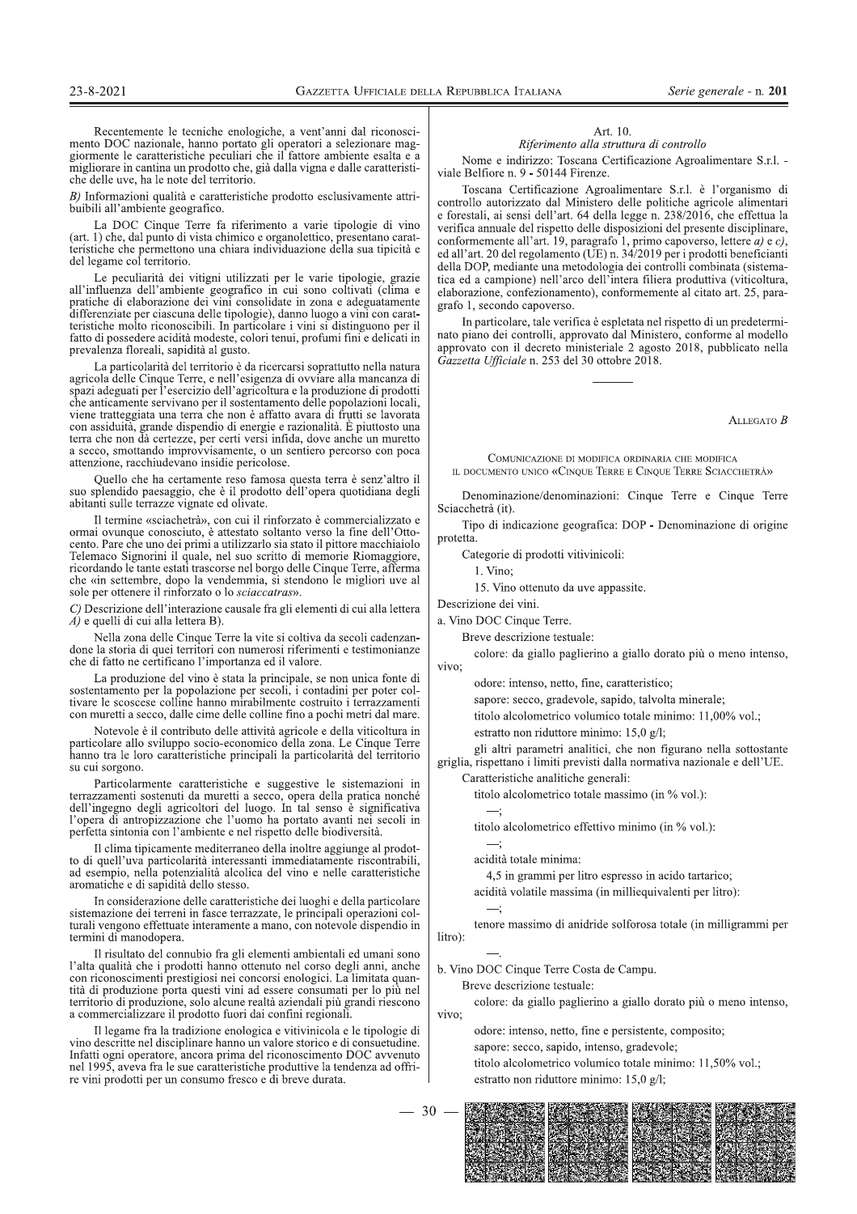Recentemente le tecniche enologiche, a vent'anni dal riconoscimento DOC nazionale, hanno portato gli operatori a selezionare maggiormente le caratteristiche peculiari che il fattore ambiente esalta e a migliorare in cantina un prodotto che, già dalla vigna e dalle caratteristiche delle uve, ha le note del territorio.

*B)* Informazioni qualità e caratteristiche prodotto esclusivamente attribuibili all'ambiente geografico.

La DOC Cinque Terre fa riferimento a varie tipologie di vino (art. 1) che, dal punto di vista chimico e organolettico, presentano caratteristiche che permettono una chiara individuazione della sua tipicità e del legame col territorio.

Le peculiarità dei vitigni utilizzati per le varie tipologie, grazie all'influenza dell'ambiente geografico in cui sono coltivati (clima e pratiche di elaborazione dei vini consolidate in zona e adeguatamente differenziate per ciascuna delle tipologie), danno luogo a vini con caratteristiche molto riconoscibili. In particolare i vini si distinguono per il fatto di possedere acidità modeste, colori tenui, profumi fini e delicati in prevalenza floreali, sapidità al gusto.

La particolarità del territorio è da ricercarsi soprattutto nella natura agricola delle Cinque Terre, e nell'esigenza di ovviare alla mancanza di spazi adeguati per l'esercizio dell'agricoltura e la produzione di prodotti che anticamente servivano per il sostentamento delle popolazioni locali, viene tratteggiata una terra che non è affatto avara di frutti se lavorata con assiduità, grande dispendio di energie e razionalità. È piuttosto una terra che non dà certezze, per certi versi infida, dove anche un muretto a secco, smottando improvvisamente, o un sentiero percorso con poca attenzione, racchiudevano insidie pericolose.

Quello che ha certamente reso famosa questa terra è senz'altro il suo splendido paesaggio, che è il prodotto dell'opera quotidiana degli abitanti sulle terrazze vignate ed olivate.

Il termine «sciachetrà», con cui il rinforzato è commercializzato e ormai ovunque conosciuto, è attestato soltanto verso la fine dell'Ottocento. Pare che uno dei primi a utilizzarlo sia stato il pittore macchiaiolo Telemaco Signorini il quale, nel suo scritto di memorie Riomaggiore, ricordando le tante estati trascorse nel borgo delle Cinque Terre, afferma che «in settembre, dopo la vendemmia, si stendono le migliori uve al sole per ottenere il rinforzato o lo *sciaccatras*».

*C)* Descrizione dell'interazione causale fra gli elementi di cui alla lettera *A)* e quelli di cui alla lettera B).

Nella zona delle Cinque Terre la vite si coltiva da secoli cadenzandone la storia di quei territori con numerosi riferimenti e testimonianze che di fatto ne certificano l'importanza ed il valore.

La produzione del vino è stata la principale, se non unica fonte di sostentamento per la popolazione per secoli, i contadini per poter coltivare le scoscese colline hanno mirabilmente costruito i terrazzamenti con muretti a secco, dalle cime delle colline fino a pochi metri dal mare.

Notevole è il contributo delle attività agricole e della viticoltura in particolare allo sviluppo socio-economico della zona. Le Cinque Terre hanno tra le loro caratteristiche principali la particolarità del territorio su cui sorgono.

Particolarmente caratteristiche e suggestive le sistemazioni in terrazzamenti sostenuti da muretti a secco, opera della pratica nonché dell'ingegno degli agricoltori del luogo. In tal senso è significativa l'opera di antropizzazione che l'uomo ha portato avanti nei secoli in perfetta sintonia con l'ambiente e nel rispetto delle biodiversità.

Il clima tipicamente mediterraneo della inoltre aggiunge al prodotto di quell'uva particolarità interessanti immediatamente riscontrabili, ad esempio, nella potenzialità alcolica del vino e nelle caratteristiche aromatiche e di sapidità dello stesso.

In considerazione delle caratteristiche dei luoghi e della particolare sistemazione dei terreni in fasce terrazzate, le principali operazioni colturali vengono effettuate interamente a mano, con notevole dispendio in termini di manodopera.

Il risultato del connubio fra gli elementi ambientali ed umani sono l'alta qualità che i prodotti hanno ottenuto nel corso degli anni, anche con riconoscimenti prestigiosi nei concorsi enologici. La limitata quantità di produzione porta questi vini ad essere consumati per lo più nel territorio di produzione, solo alcune realtà aziendali più grandi riescono a commercializzare il prodotto fuori dai confini regionali.

Il legame fra la tradizione enologica e vitivinicola e le tipologie di vino descritte nel disciplinare hanno un valore storico e di consuetudine. Infatti ogni operatore, ancora prima del riconoscimento DOC avvenuto nel 1995, aveva fra le sue caratteristiche produttive la tendenza ad offrire vini prodotti per un consumo fresco e di breve durata.

### Art. 10.

*Riferimento alla struttura di controllo*

Nome e indirizzo: Toscana Certificazione Agroalimentare S.r.l. - viale Belfiore n. 9 - 50144 Firenze.

Toscana Certificazione Agroalimentare S.r.l. è l'organismo di controllo autorizzato dal Ministero delle politiche agricole alimentari e forestali, ai sensi dell'art. 64 della legge n. 238/2016, che effettua la verifica annuale del rispetto delle disposizioni del presente disciplinare, conformemente all'art. 19, paragrafo 1, primo capoverso, lettere *a)* e *c)*, ed all'art. 20 del regolamento (UE) n. 34/2019 per i prodotti beneficianti della DOP, mediante una metodologia dei controlli combinata (sistematica ed a campione) nell'arco dell'intera filiera produttiva (viticoltura, elaborazione, confezionamento), conformemente al citato art. 25, paragrafo 1, secondo capoverso.

In particolare, tale verifica è espletata nel rispetto di un predeterminato piano dei controlli, approvato dal Ministero, conforme al modello approvato con il decreto ministeriale 2 agosto 2018, pubblicato nella *Gazzetta Ufficiale* n. 253 del 30 ottobre 2018.

---

Allegato *B*

COMUNICAZIONE DI MODIFICA ORDINARIA CHE MODIFICA IL DOCUMENTO UNICO «CINQUE TERRE E CINQUE TERRE SCIACCHETRÀ»

Denominazione/denominazioni: Cinque Terre e Cinque Terre Sciacchetrà (it).

Tipo di indicazione geografica: DOP - Denominazione di origine protetta.

Categorie di prodotti vitivinicoli:

1. Vino;

15. Vino ottenuto da uve appassite.

Descrizione dei vini.

a. Vino DOC Cinque Terre.

Breve descrizione testuale:

colore: da giallo paglierino a giallo dorato più o meno intenso, vivo;

odore: intenso, netto, fine, caratteristico;

sapore: secco, gradevole, sapido, talvolta minerale;

titolo alcolometrico volumico totale minimo: 11,00% vol.;

estratto non riduttore minimo: 15,0 g/l;

gli altri parametri analitici, che non figurano nella sottostante griglia, rispettano i limiti previsti dalla normativa nazionale e dell'UE.

Caratteristiche analitiche generali:

titolo alcolometrico totale massimo (in % vol.):

—;

titolo alcolometrico effettivo minimo (in % vol.):

—;

acidità totale minima:

4,5 in grammi per litro espresso in acido tartarico;

acidità volatile massima (in milliequivalenti per litro):

—;

tenore massimo di anidride solforosa totale (in milligrammi per litro):

—.

b. Vino DOC Cinque Terre Costa de Campu.

Breve descrizione testuale:

colore: da giallo paglierino a giallo dorato più o meno intenso, vivo;

odore: intenso, netto, fine e persistente, composito;

sapore: secco, sapido, intenso, gradevole;

titolo alcolometrico volumico totale minimo: 11,50% vol.;

estratto non riduttore minimo: 15,0 g/l;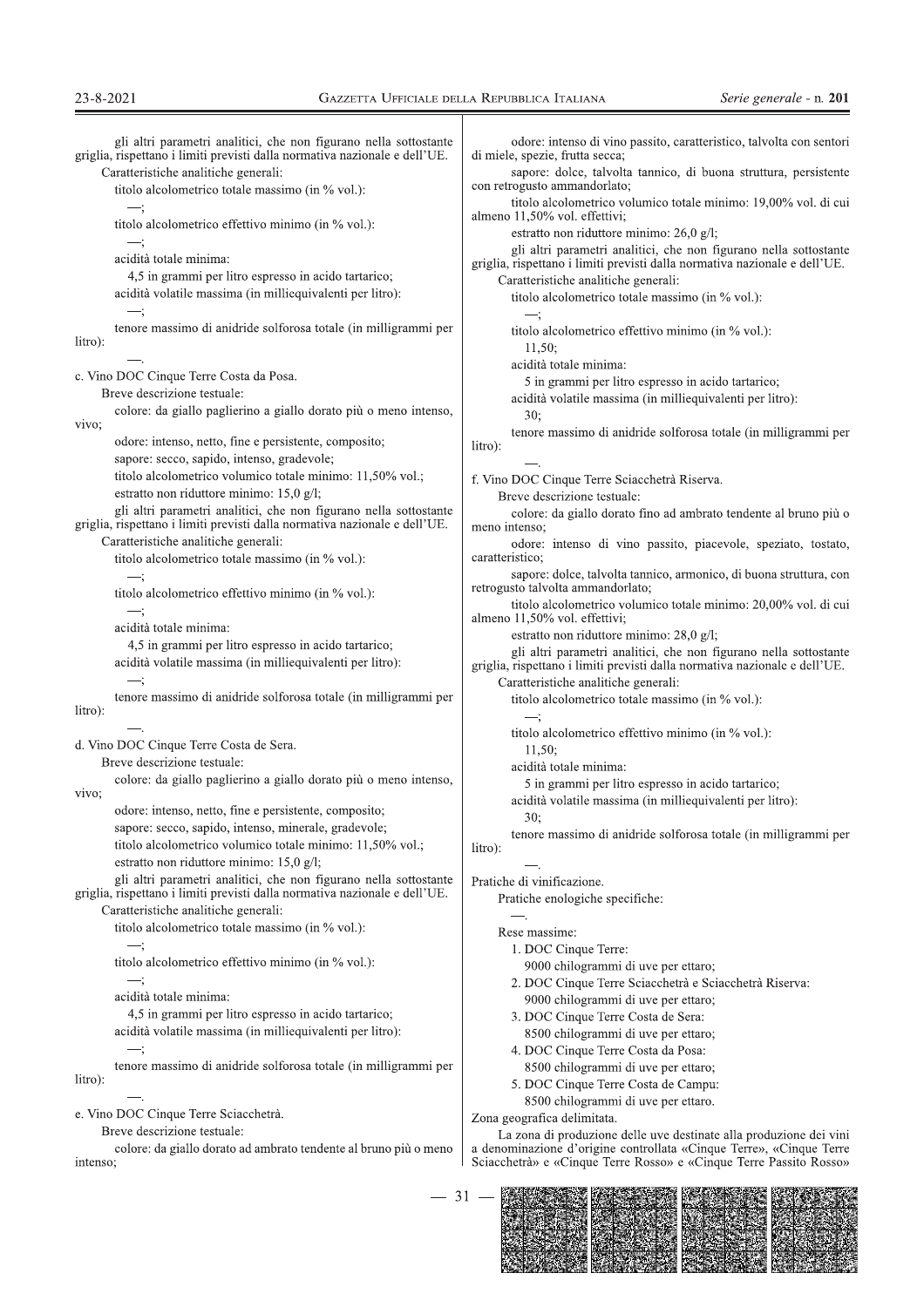gli altri parametri analitici, che non figurano nella sottostante griglia, rispettano i limiti previsti dalla normativa nazionale e dell'UE.

Caratteristiche analitiche generali:

titolo alcolometrico totale massimo (in % vol.):

—;

titolo alcolometrico effettivo minimo (in % vol.):

—;

acidità totale minima:

4,5 in grammi per litro espresso in acido tartarico;

acidità volatile massima (in milliequivalenti per litro):

—;

tenore massimo di anidride solforosa totale (in milligrammi per litro):

—.

c. Vino DOC Cinque Terre Costa da Posa.

Breve descrizione testuale:

colore: da giallo paglierino a giallo dorato più o meno intenso, vivo;

odore: intenso, netto, fine e persistente, composito;

sapore: secco, sapido, intenso, gradevole;

titolo alcolometrico volumico totale minimo: 11,50% vol.;

estratto non riduttore minimo: 15,0 g/l;

gli altri parametri analitici, che non figurano nella sottostante griglia, rispettano i limiti previsti dalla normativa nazionale e dell'UE.

Caratteristiche analitiche generali:

titolo alcolometrico totale massimo (in % vol.):

—;

titolo alcolometrico effettivo minimo (in % vol.):

—;

acidità totale minima:

4,5 in grammi per litro espresso in acido tartarico;

acidità volatile massima (in milliequivalenti per litro):

—;

tenore massimo di anidride solforosa totale (in milligrammi per litro):

—.

d. Vino DOC Cinque Terre Costa de Sera.

Breve descrizione testuale:

colore: da giallo paglierino a giallo dorato più o meno intenso, vivo;

odore: intenso, netto, fine e persistente, composito;

sapore: secco, sapido, intenso, minerale, gradevole;

titolo alcolometrico volumico totale minimo: 11,50% vol.;

estratto non riduttore minimo: 15,0 g/l;

gli altri parametri analitici, che non figurano nella sottostante griglia, rispettano i limiti previsti dalla normativa nazionale e dell'UE.

Caratteristiche analitiche generali:

titolo alcolometrico totale massimo (in % vol.):

—;

titolo alcolometrico effettivo minimo (in % vol.):

—;

acidità totale minima:

4,5 in grammi per litro espresso in acido tartarico;

acidità volatile massima (in milliequivalenti per litro):

—;

tenore massimo di anidride solforosa totale (in milligrammi per litro):

—.

e. Vino DOC Cinque Terre Sciacchetrà.

Breve descrizione testuale:

colore: da giallo dorato ad ambrato tendente al bruno più o meno intenso;

odore: intenso di vino passito, caratteristico, talvolta con sentori di miele, spezie, frutta secca;

sapore: dolce, talvolta tannico, di buona struttura, persistente con retrogusto ammandorlato;

titolo alcolometrico volumico totale minimo: 19,00% vol. di cui almeno 11,50% vol. effettivi;

estratto non riduttore minimo: 26,0 g/l;

gli altri parametri analitici, che non figurano nella sottostante griglia, rispettano i limiti previsti dalla normativa nazionale e dell'UE.

Caratteristiche analitiche generali:

titolo alcolometrico totale massimo (in % vol.):

—;

titolo alcolometrico effettivo minimo (in % vol.):

11,50;

acidità totale minima:

5 in grammi per litro espresso in acido tartarico;

acidità volatile massima (in milliequivalenti per litro):

30;

tenore massimo di anidride solforosa totale (in milligrammi per litro):

—.

f. Vino DOC Cinque Terre Sciacchetrà Riserva.

Breve descrizione testuale:

colore: da giallo dorato fino ad ambrato tendente al bruno più o meno intenso;

odore: intenso di vino passito, piacevole, speziato, tostato, caratteristico;

sapore: dolce, talvolta tannico, armonico, di buona struttura, con retrogusto talvolta ammandorlato;

titolo alcolometrico volumico totale minimo: 20,00% vol. di cui almeno 11,50% vol. effettivi;

estratto non riduttore minimo: 28,0 g/l;

gli altri parametri analitici, che non figurano nella sottostante griglia, rispettano i limiti previsti dalla normativa nazionale e dell'UE.

Caratteristiche analitiche generali:

titolo alcolometrico totale massimo (in % vol.):

—;

titolo alcolometrico effettivo minimo (in % vol.):

11,50;

acidità totale minima:

5 in grammi per litro espresso in acido tartarico;

acidità volatile massima (in milliequivalenti per litro):

30;

tenore massimo di anidride solforosa totale (in milligrammi per litro):

—.

Pratiche di vinificazione.

Pratiche enologiche specifiche:

—.

Rese massime:

1. DOC Cinque Terre:
   9000 chilogrammi di uve per ettaro;
2. DOC Cinque Terre Sciacchetrà e Sciacchetrà Riserva:
   9000 chilogrammi di uve per ettaro;
3. DOC Cinque Terre Costa de Sera:
   8500 chilogrammi di uve per ettaro;
4. DOC Cinque Terre Costa da Posa:
   8500 chilogrammi di uve per ettaro;
5. DOC Cinque Terre Costa de Campu:
   8500 chilogrammi di uve per ettaro.

Zona geografica delimitata.

La zona di produzione delle uve destinate alla produzione dei vini a denominazione d'origine controllata «Cinque Terre», «Cinque Terre Sciacchetrà» e «Cinque Terre Rosso» e «Cinque Terre Passito Rosso»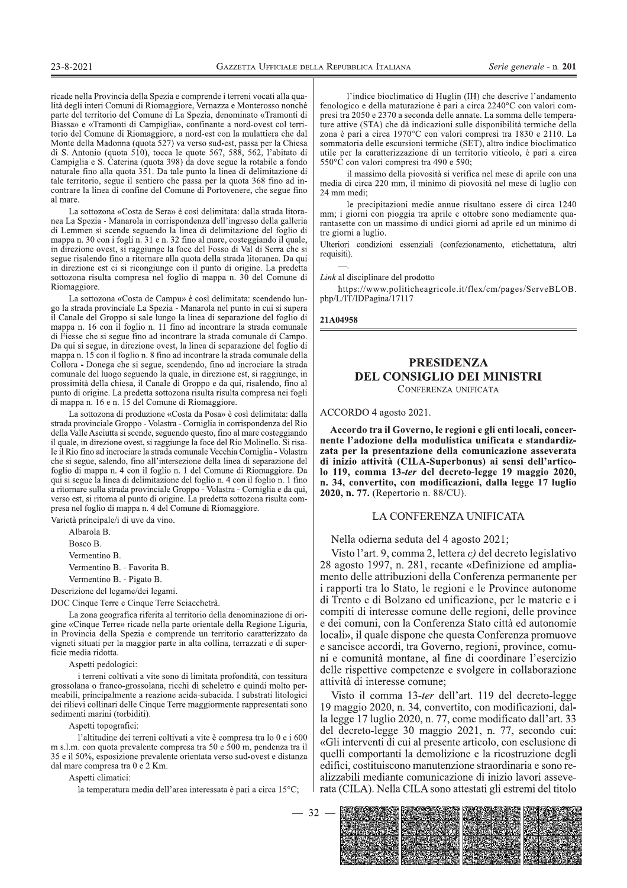ricade nella Provincia della Spezia e comprende i terreni vocati alla qualità degli interi Comuni di Riomaggiore, Vernazza e Monterosso nonché parte del territorio del Comune di La Spezia, denominato «Tramonti di Biassa» e «Tramonti di Campiglia», confinante a nord-ovest col territorio del Comune di Riomaggiore, a nord-est con la mulattiera che dal Monte della Madonna (quota 527) va verso sud-est, passa per la Chiesa di S. Antonio (quota 510), tocca le quote 567, 588, 562, l'abitato di Campiglia e S. Caterina (quota 398) da dove segue la rotabile a fondo naturale fino alla quota 351. Da tale punto la linea di delimitazione di tale territorio, segue il sentiero che passa per la quota 368 fino ad incontrare la linea di confine del Comune di Portovenere, che segue fino al mare.

La sottozona «Costa de Sera» è così delimitata: dalla strada litoranea La Spezia - Manarola in corrispondenza dell'ingresso della galleria di Lemmen si scende seguendo la linea di delimitazione del foglio di mappa n. 30 con i fogli n. 31 e n. 32 fino al mare, costeggiando il quale, in direzione ovest, si raggiunge la foce del Fosso di Val di Serra che si segue risalendo fino a ritornare alla quota della strada litoranea. Da qui in direzione est ci si ricongiunge con il punto di origine. La predetta sottozona risulta compresa nel foglio di mappa n. 30 del Comune di Riomaggiore.

La sottozona «Costa de Campu» è così delimitata: scendendo lungo la strada provinciale La Spezia - Manarola nel punto in cui si supera il Canale del Groppo si sale lungo la linea di separazione del foglio di mappa n. 16 con il foglio n. 11 fino ad incontrare la strada comunale di Fiesse che si segue fino ad incontrare la strada comunale di Campo. Da qui si segue, in direzione ovest, la linea di separazione del foglio di mappa n. 15 con il foglio n. 8 fino ad incontrare la strada comunale della Collora - Donega che si segue, scendendo, fino ad incrociare la strada comunale del luogo seguendo la quale, in direzione est, si raggiunge, in prossimità della chiesa, il Canale di Groppo e da qui, risalendo, fino al punto di origine. La predetta sottozona risulta risulta compresa nei fogli di mappa n. 16 e n. 15 del Comune di Riomaggiore.

La sottozona di produzione «Costa da Posa» è così delimitata: dalla strada provinciale Groppo - Volastra - Corniglia in corrispondenza del Rio della Valle Asciutta si scende, seguendo questo, fino al mare costeggiando il quale, in direzione ovest, si raggiunge la foce del Rio Molinello. Si risale il Rio fino ad incrociare la strada comunale Vecchia Corniglia - Volastra che si segue, salendo, fino all'intersezione della linea di separazione del foglio di mappa n. 4 con il foglio n. 1 del Comune di Riomaggiore. Da qui si segue la linea di delimitazione del foglio n. 4 con il foglio n. 1 fino a ritornare sulla strada provinciale Groppo - Volastra - Corniglia e da qui, verso est, si ritorna al punto di origine. La predetta sottozona risulta compresa nel foglio di mappa n. 4 del Comune di Riomaggiore.

Varietà principale/i di uve da vino.

Albarola B.

Bosco B.

Vermentino B.

Vermentino B. - Favorita B.

Vermentino B. - Pigato B.

Descrizione del legame/dei legami.

DOC Cinque Terre e Cinque Terre Sciacchetrà.

La zona geografica riferita al territorio della denominazione di origine «Cinque Terre» ricade nella parte orientale della Regione Liguria, in Provincia della Spezia e comprende un territorio caratterizzato da vigneti situati per la maggior parte in alta collina, terrazzati e di superficie media ridotta.

Aspetti pedologici:

i terreni coltivati a vite sono di limitata profondità, con tessitura grossolana o franco-grossolana, ricchi di scheletro e quindi molto permeabili, principalmente a reazione acida-subacida. I substrati litologici dei rilievi collinari delle Cinque Terre maggiormente rappresentati sono sedimenti marini (torbiditi).

Aspetti topografici:

l'altitudine dei terreni coltivati a vite è compresa tra lo 0 e i 600 m s.l.m. con quota prevalente compresa tra 50 e 500 m, pendenza tra il 35 e il 50%, esposizione prevalente orientata verso sud-ovest e distanza dal mare compresa tra 0 e 2 Km.

Aspetti climatici:

la temperatura media dell'area interessata è pari a circa 15°C;

l'indice bioclimatico di Huglin (IH) che descrive l'andamento fenologico e della maturazione è pari a circa 2240°C con valori compresi tra 2050 e 2370 a seconda delle annate. La somma delle temperature attive (STA) che dà indicazioni sulle disponibilità termiche della zona è pari a circa 1970°C con valori compresi tra 1830 e 2110. La sommatoria delle escursioni termiche (SET), altro indice bioclimatico utile per la caratterizzazione di un territorio viticolo, è pari a circa 550°C con valori compresi tra 490 e 590;

il massimo della piovosità si verifica nel mese di aprile con una media di circa 220 mm, il minimo di piovosità nel mese di luglio con 24 mm medi;

le precipitazioni medie annue risultano essere di circa 1240 mm; i giorni con pioggia tra aprile e ottobre sono mediamente quarantasette con un massimo di undici giorni ad aprile ed un minimo di tre giorni a luglio.

Ulteriori condizioni essenziali (confezionamento, etichettatura, altri requisiti).

—.

*Link* al disciplinare del prodotto

https://www.politicheagricole.it/flex/cm/pages/ServeBLOB.php/L/IT/IDPagina/17117

21A04958

# PRESIDENZA DEL CONSIGLIO DEI MINISTRI

CONFERENZA UNIFICATA

ACCORDO 4 agosto 2021.

**Accordo tra il Governo, le regioni e gli enti locali, concernente l'adozione della modulistica unificata e standardizzata per la presentazione della comunicazione asseverata di inizio attività (CILA-Superbonus) ai sensi dell'articolo 119, comma 13-*ter* del decreto-legge 19 maggio 2020, n. 34, convertito, con modificazioni, dalla legge 17 luglio 2020, n. 77.** (Repertorio n. 88/CU).

## LA CONFERENZA UNIFICATA

Nella odierna seduta del 4 agosto 2021;

Visto l'art. 9, comma 2, lettera *c)* del decreto legislativo 28 agosto 1997, n. 281, recante «Definizione ed ampliamento delle attribuzioni della Conferenza permanente per i rapporti tra lo Stato, le regioni e le Province autonome di Trento e di Bolzano ed unificazione, per le materie e i compiti di interesse comune delle regioni, delle province e dei comuni, con la Conferenza Stato città ed autonomie locali», il quale dispone che questa Conferenza promuove e sancisce accordi, tra Governo, regioni, province, comuni e comunità montane, al fine di coordinare l'esercizio delle rispettive competenze e svolgere in collaborazione attività di interesse comune;

Visto il comma 13-*ter* dell'art. 119 del decreto-legge 19 maggio 2020, n. 34, convertito, con modificazioni, dalla legge 17 luglio 2020, n. 77, come modificato dall'art. 33 del decreto-legge 30 maggio 2021, n. 77, secondo cui: «Gli interventi di cui al presente articolo, con esclusione di quelli comportanti la demolizione e la ricostruzione degli edifici, costituiscono manutenzione straordinaria e sono realizzabili mediante comunicazione di inizio lavori asseverata (CILA). Nella CILA sono attestati gli estremi del titolo